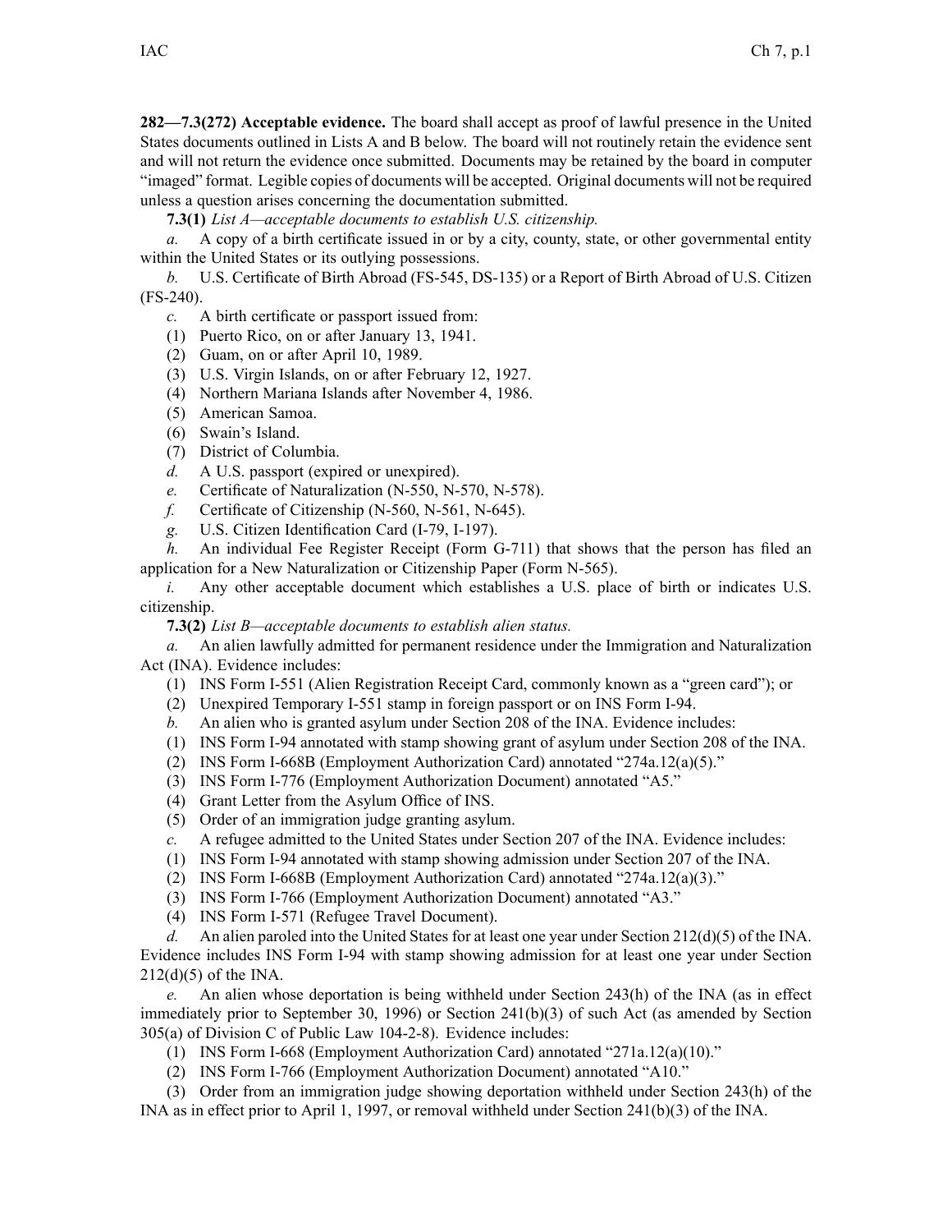**282—7.3(272) Acceptable evidence.** The board shall accept as proof of lawful presence in the United States documents outlined in Lists A and B below. The board will not routinely retain the evidence sent and will not return the evidence once submitted. Documents may be retained by the board in computer "imaged" format. Legible copies of documents will be accepted. Original documents will not be required unless a question arises concerning the documentation submitted.

**7.3(1)** *List A—acceptable documents to establish U.S. citizenship.*

*a.* A copy of a birth certificate issued in or by a city, county, state, or other governmental entity within the United States or its outlying possessions.

*b.* U.S. Certificate of Birth Abroad (FS-545, DS-135) or a Report of Birth Abroad of U.S. Citizen (FS-240).

*c.* A birth certificate or passport issued from:

(1) Puerto Rico, on or after January 13, 1941.

(2) Guam, on or after April 10, 1989.

(3) U.S. Virgin Islands, on or after February 12, 1927.

(4) Northern Mariana Islands after November 4, 1986.

(5) American Samoa.

(6) Swain's Island.

(7) District of Columbia.

*d.* A U.S. passport (expired or unexpired).

*e.* Certificate of Naturalization (N-550, N-570, N-578).

*f.* Certificate of Citizenship (N-560, N-561, N-645).

*g.* U.S. Citizen Identification Card (I-79, I-197).

*h.* An individual Fee Register Receipt (Form G-711) that shows that the person has filed an application for a New Naturalization or Citizenship Paper (Form N-565).

*i.* Any other acceptable document which establishes a U.S. place of birth or indicates U.S. citizenship.

**7.3(2)** *List B—acceptable documents to establish alien status.*

*a.* An alien lawfully admitted for permanent residence under the Immigration and Naturalization Act (INA). Evidence includes:

(1) INS Form I-551 (Alien Registration Receipt Card, commonly known as a "green card"); or

(2) Unexpired Temporary I-551 stamp in foreign passport or on INS Form I-94.

*b.* An alien who is granted asylum under Section 208 of the INA. Evidence includes:

(1) INS Form I-94 annotated with stamp showing grant of asylum under Section 208 of the INA.

(2) INS Form I-668B (Employment Authorization Card) annotated "274a.12(a)(5)."

(3) INS Form I-776 (Employment Authorization Document) annotated "A5."

(4) Grant Letter from the Asylum Office of INS.

(5) Order of an immigration judge granting asylum.

*c.* A refugee admitted to the United States under Section 207 of the INA. Evidence includes:

(1) INS Form I-94 annotated with stamp showing admission under Section 207 of the INA.

(2) INS Form I-668B (Employment Authorization Card) annotated "274a.12(a)(3)."

(3) INS Form I-766 (Employment Authorization Document) annotated "A3."

(4) INS Form I-571 (Refugee Travel Document).

*d.* An alien paroled into the United States for at least one year under Section 212(d)(5) of the INA. Evidence includes INS Form I-94 with stamp showing admission for at least one year under Section 212(d)(5) of the INA.

*e.* An alien whose deportation is being withheld under Section 243(h) of the INA (as in effect immediately prior to September 30, 1996) or Section 241(b)(3) of such Act (as amended by Section 305(a) of Division C of Public Law 104-2-8). Evidence includes:

(1) INS Form I-668 (Employment Authorization Card) annotated "271a.12(a)(10)."

(2) INS Form I-766 (Employment Authorization Document) annotated "A10."

(3) Order from an immigration judge showing deportation withheld under Section 243(h) of the INA as in effect prior to April 1, 1997, or removal withheld under Section 241(b)(3) of the INA.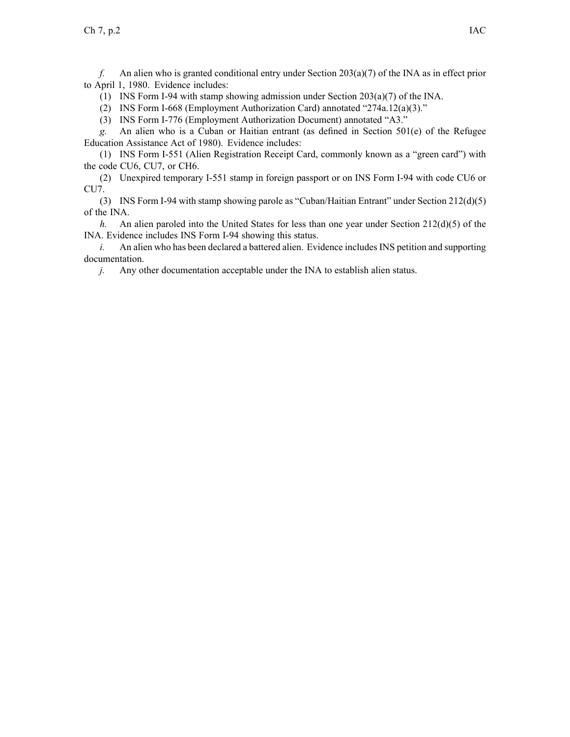*f.* An alien who is granted conditional entry under Section 203(a)(7) of the INA as in effect prior to April 1, 1980. Evidence includes:

(1) INS Form I-94 with stamp showing admission under Section 203(a)(7) of the INA.

(2) INS Form I-668 (Employment Authorization Card) annotated "274a.12(a)(3)."

(3) INS Form I-776 (Employment Authorization Document) annotated "A3."

*g.* An alien who is a Cuban or Haitian entrant (as defined in Section 501(e) of the Refugee Education Assistance Act of 1980). Evidence includes:

(1) INS Form I-551 (Alien Registration Receipt Card, commonly known as a "green card") with the code CU6, CU7, or CH6.

(2) Unexpired temporary I-551 stamp in foreign passport or on INS Form I-94 with code CU6 or CU7.

(3) INS Form I-94 with stamp showing parole as "Cuban/Haitian Entrant" under Section 212(d)(5) of the INA.

*h.* An alien paroled into the United States for less than one year under Section 212(d)(5) of the INA. Evidence includes INS Form I-94 showing this status.

*i.* An alien who has been declared a battered alien. Evidence includes INS petition and supporting documentation.

*j.* Any other documentation acceptable under the INA to establish alien status.